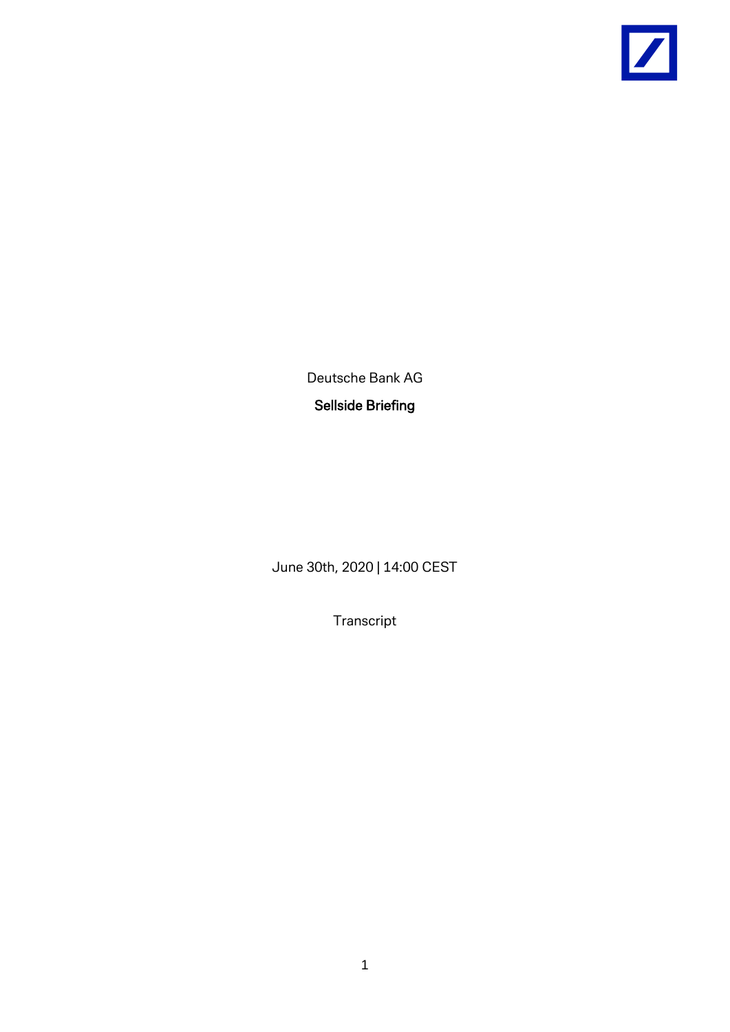Deutsche Bank AG

**Sellside Briefing**

June 30th, 2020 | 14:00 CEST

Transcript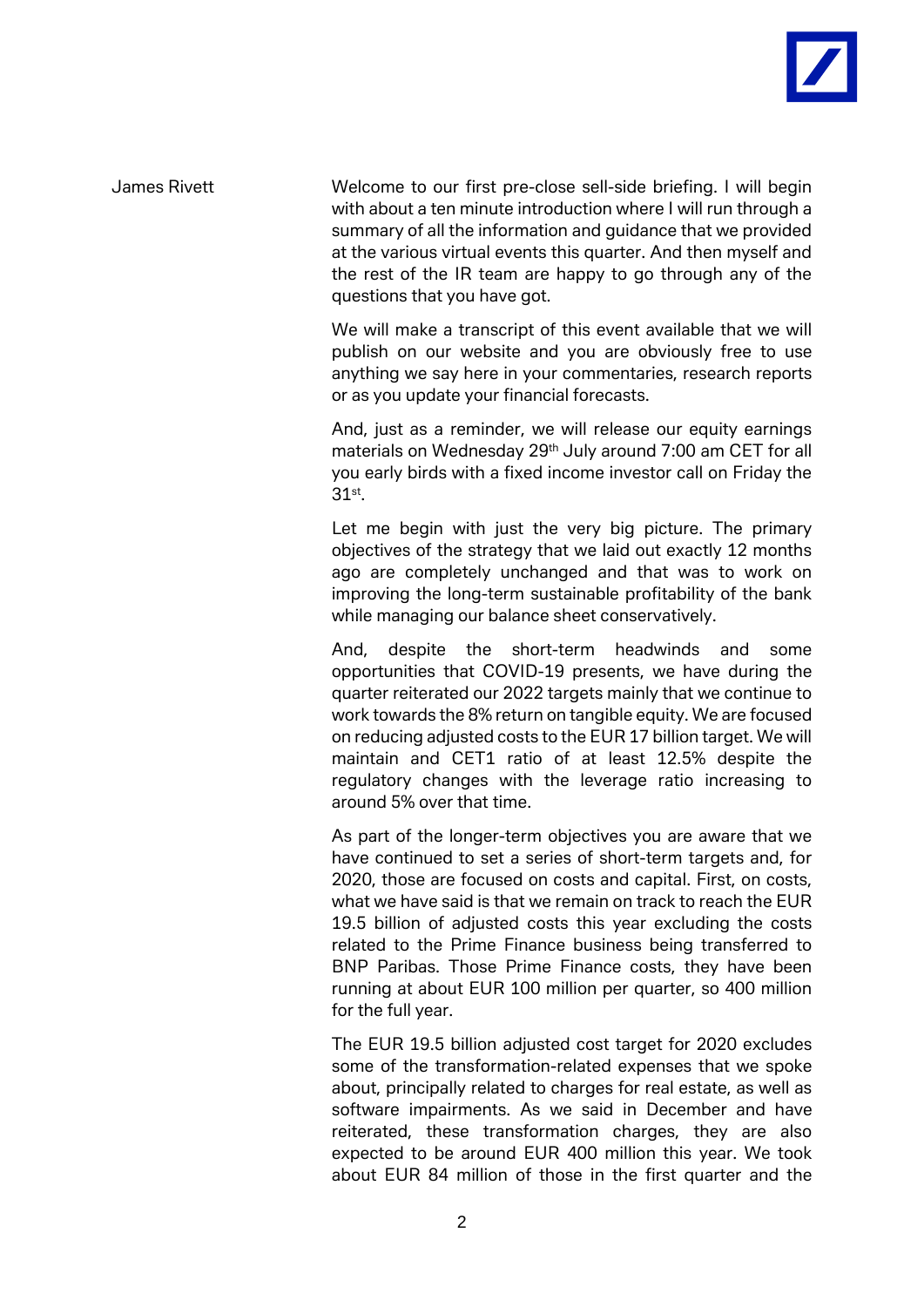James Rivett

Welcome to our first pre-close sell-side briefing. I will begin with about a ten minute introduction where I will run through a summary of all the information and guidance that we provided at the various virtual events this quarter. And then myself and the rest of the IR team are happy to go through any of the questions that you have got.

We will make a transcript of this event available that we will publish on our website and you are obviously free to use anything we say here in your commentaries, research reports or as you update your financial forecasts.

And, just as a reminder, we will release our equity earnings materials on Wednesday 29th July around 7:00 am CET for all you early birds with a fixed income investor call on Friday the 31st.

Let me begin with just the very big picture. The primary objectives of the strategy that we laid out exactly 12 months ago are completely unchanged and that was to work on improving the long-term sustainable profitability of the bank while managing our balance sheet conservatively.

And, despite the short-term headwinds and some opportunities that COVID-19 presents, we have during the quarter reiterated our 2022 targets mainly that we continue to work towards the 8% return on tangible equity. We are focused on reducing adjusted costs to the EUR 17 billion target. We will maintain and CET1 ratio of at least 12.5% despite the regulatory changes with the leverage ratio increasing to around 5% over that time.

As part of the longer-term objectives you are aware that we have continued to set a series of short-term targets and, for 2020, those are focused on costs and capital. First, on costs, what we have said is that we remain on track to reach the EUR 19.5 billion of adjusted costs this year excluding the costs related to the Prime Finance business being transferred to BNP Paribas. Those Prime Finance costs, they have been running at about EUR 100 million per quarter, so 400 million for the full year.

The EUR 19.5 billion adjusted cost target for 2020 excludes some of the transformation-related expenses that we spoke about, principally related to charges for real estate, as well as software impairments. As we said in December and have reiterated, these transformation charges, they are also expected to be around EUR 400 million this year. We took about EUR 84 million of those in the first quarter and the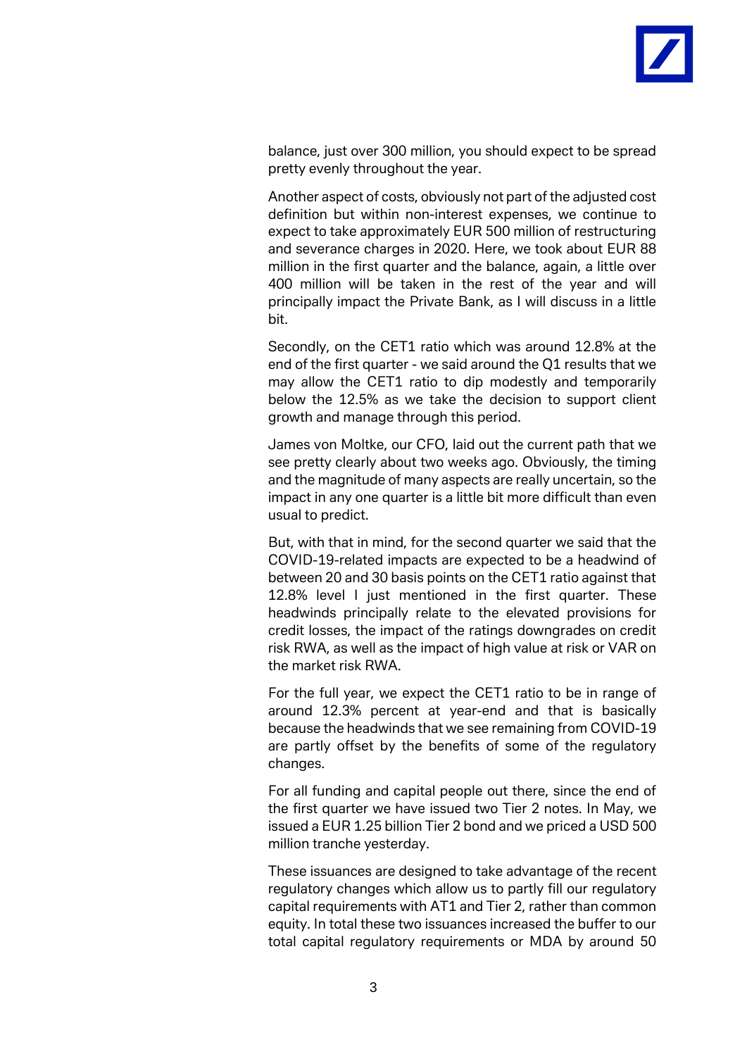balance, just over 300 million, you should expect to be spread pretty evenly throughout the year.

Another aspect of costs, obviously not part of the adjusted cost definition but within non-interest expenses, we continue to expect to take approximately EUR 500 million of restructuring and severance charges in 2020. Here, we took about EUR 88 million in the first quarter and the balance, again, a little over 400 million will be taken in the rest of the year and will principally impact the Private Bank, as I will discuss in a little bit.

Secondly, on the CET1 ratio which was around 12.8% at the end of the first quarter - we said around the Q1 results that we may allow the CET1 ratio to dip modestly and temporarily below the 12.5% as we take the decision to support client growth and manage through this period.

James von Moltke, our CFO, laid out the current path that we see pretty clearly about two weeks ago. Obviously, the timing and the magnitude of many aspects are really uncertain, so the impact in any one quarter is a little bit more difficult than even usual to predict.

But, with that in mind, for the second quarter we said that the COVID-19-related impacts are expected to be a headwind of between 20 and 30 basis points on the CET1 ratio against that 12.8% level I just mentioned in the first quarter. These headwinds principally relate to the elevated provisions for credit losses, the impact of the ratings downgrades on credit risk RWA, as well as the impact of high value at risk or VAR on the market risk RWA.

For the full year, we expect the CET1 ratio to be in range of around 12.3% percent at year-end and that is basically because the headwinds that we see remaining from COVID-19 are partly offset by the benefits of some of the regulatory changes.

For all funding and capital people out there, since the end of the first quarter we have issued two Tier 2 notes. In May, we issued a EUR 1.25 billion Tier 2 bond and we priced a USD 500 million tranche yesterday.

These issuances are designed to take advantage of the recent regulatory changes which allow us to partly fill our regulatory capital requirements with AT1 and Tier 2, rather than common equity. In total these two issuances increased the buffer to our total capital regulatory requirements or MDA by around 50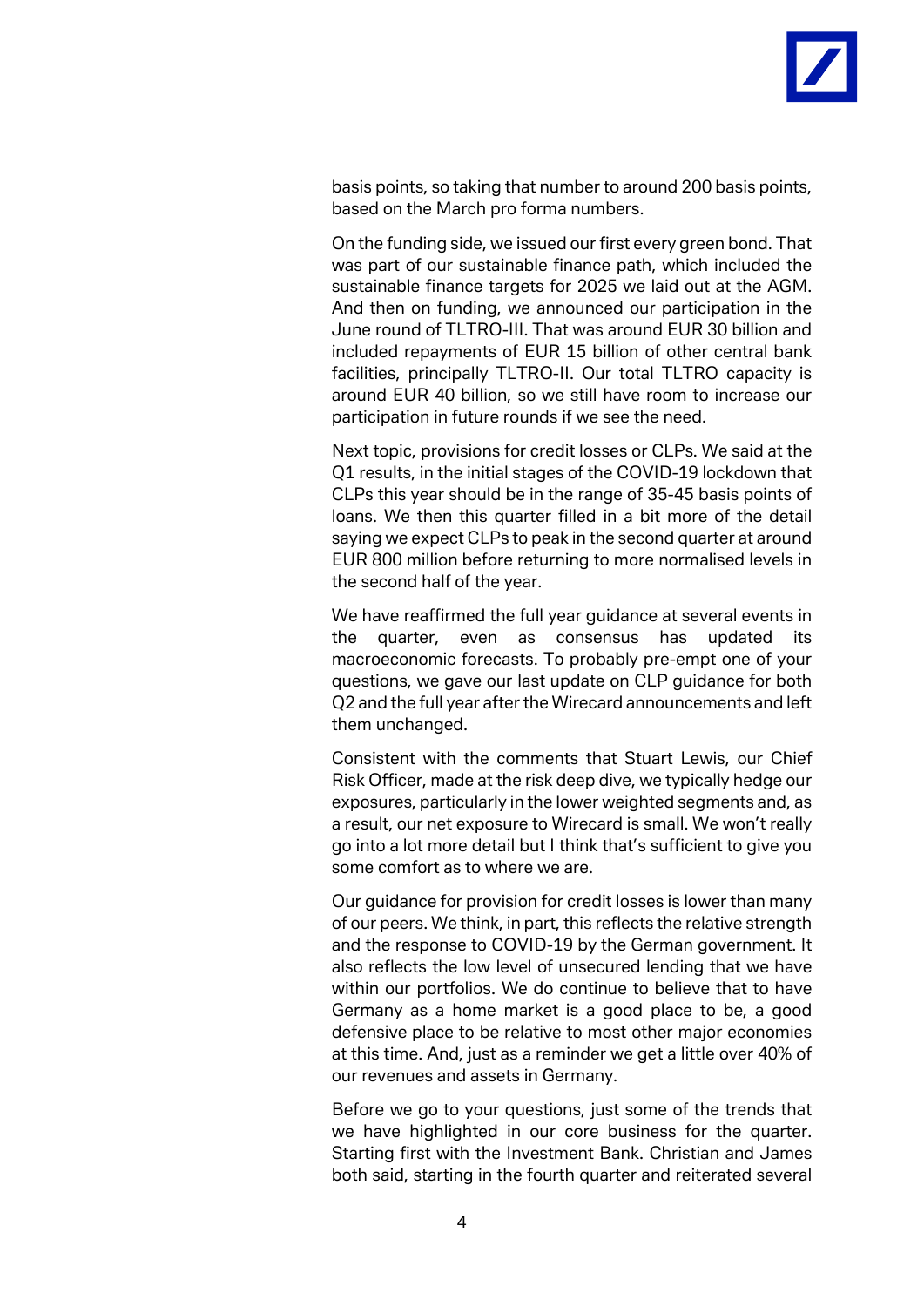basis points, so taking that number to around 200 basis points, based on the March pro forma numbers.

On the funding side, we issued our first every green bond. That was part of our sustainable finance path, which included the sustainable finance targets for 2025 we laid out at the AGM. And then on funding, we announced our participation in the June round of TLTRO-III. That was around EUR 30 billion and included repayments of EUR 15 billion of other central bank facilities, principally TLTRO-II. Our total TLTRO capacity is around EUR 40 billion, so we still have room to increase our participation in future rounds if we see the need.

Next topic, provisions for credit losses or CLPs. We said at the Q1 results, in the initial stages of the COVID-19 lockdown that CLPs this year should be in the range of 35-45 basis points of loans. We then this quarter filled in a bit more of the detail saying we expect CLPs to peak in the second quarter at around EUR 800 million before returning to more normalised levels in the second half of the year.

We have reaffirmed the full year guidance at several events in the quarter, even as consensus has updated its macroeconomic forecasts. To probably pre-empt one of your questions, we gave our last update on CLP guidance for both Q2 and the full year after the Wirecard announcements and left them unchanged.

Consistent with the comments that Stuart Lewis, our Chief Risk Officer, made at the risk deep dive, we typically hedge our exposures, particularly in the lower weighted segments and, as a result, our net exposure to Wirecard is small. We won't really go into a lot more detail but I think that's sufficient to give you some comfort as to where we are.

Our guidance for provision for credit losses is lower than many of our peers. We think, in part, this reflects the relative strength and the response to COVID-19 by the German government. It also reflects the low level of unsecured lending that we have within our portfolios. We do continue to believe that to have Germany as a home market is a good place to be, a good defensive place to be relative to most other major economies at this time. And, just as a reminder we get a little over 40% of our revenues and assets in Germany.

Before we go to your questions, just some of the trends that we have highlighted in our core business for the quarter. Starting first with the Investment Bank. Christian and James both said, starting in the fourth quarter and reiterated several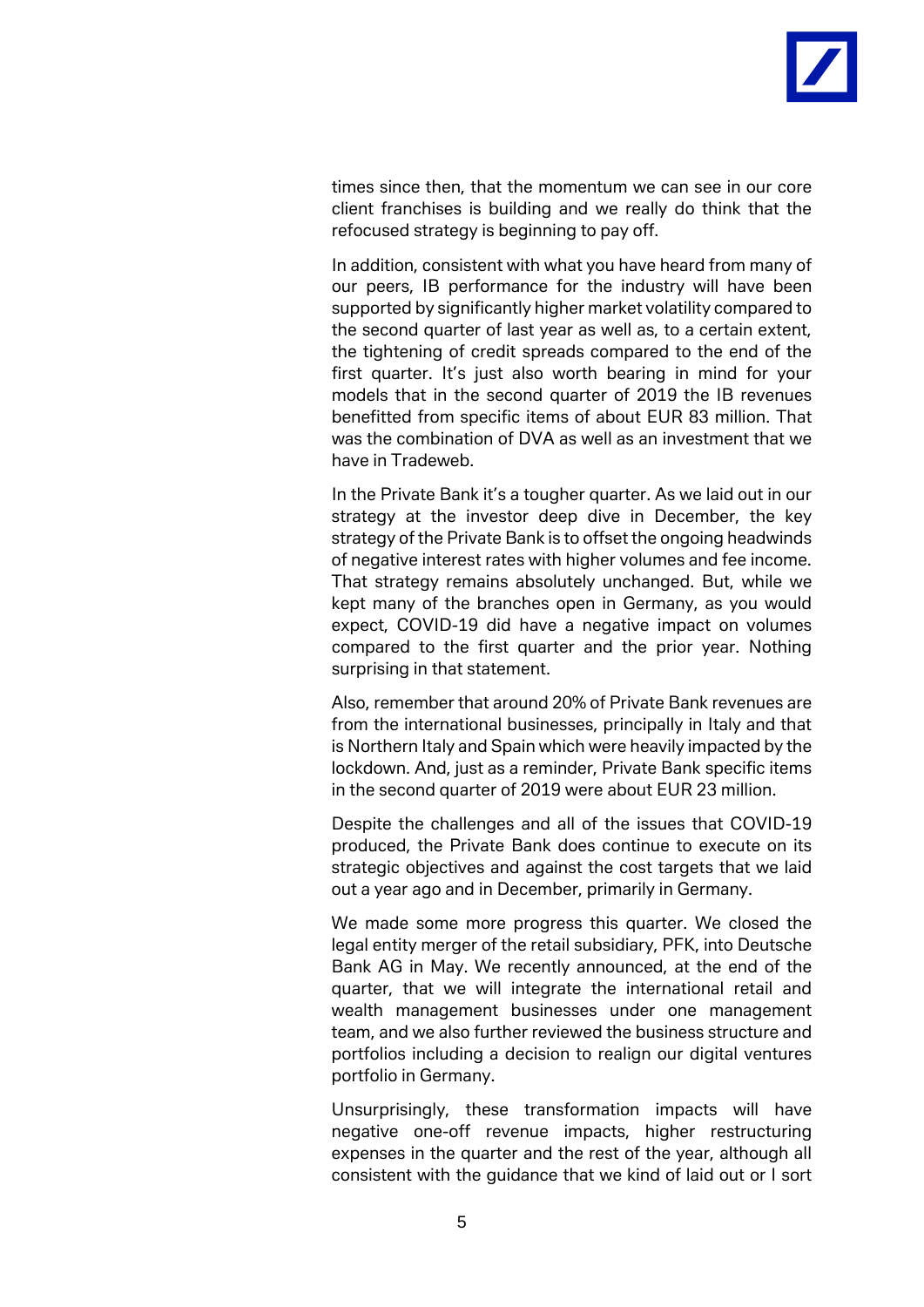times since then, that the momentum we can see in our core client franchises is building and we really do think that the refocused strategy is beginning to pay off.

In addition, consistent with what you have heard from many of our peers, IB performance for the industry will have been supported by significantly higher market volatility compared to the second quarter of last year as well as, to a certain extent, the tightening of credit spreads compared to the end of the first quarter. It's just also worth bearing in mind for your models that in the second quarter of 2019 the IB revenues benefitted from specific items of about EUR 83 million. That was the combination of DVA as well as an investment that we have in Tradeweb.

In the Private Bank it's a tougher quarter. As we laid out in our strategy at the investor deep dive in December, the key strategy of the Private Bank is to offset the ongoing headwinds of negative interest rates with higher volumes and fee income. That strategy remains absolutely unchanged. But, while we kept many of the branches open in Germany, as you would expect, COVID-19 did have a negative impact on volumes compared to the first quarter and the prior year. Nothing surprising in that statement.

Also, remember that around 20% of Private Bank revenues are from the international businesses, principally in Italy and that is Northern Italy and Spain which were heavily impacted by the lockdown. And, just as a reminder, Private Bank specific items in the second quarter of 2019 were about EUR 23 million.

Despite the challenges and all of the issues that COVID-19 produced, the Private Bank does continue to execute on its strategic objectives and against the cost targets that we laid out a year ago and in December, primarily in Germany.

We made some more progress this quarter. We closed the legal entity merger of the retail subsidiary, PFK, into Deutsche Bank AG in May. We recently announced, at the end of the quarter, that we will integrate the international retail and wealth management businesses under one management team, and we also further reviewed the business structure and portfolios including a decision to realign our digital ventures portfolio in Germany.

Unsurprisingly, these transformation impacts will have negative one-off revenue impacts, higher restructuring expenses in the quarter and the rest of the year, although all consistent with the guidance that we kind of laid out or I sort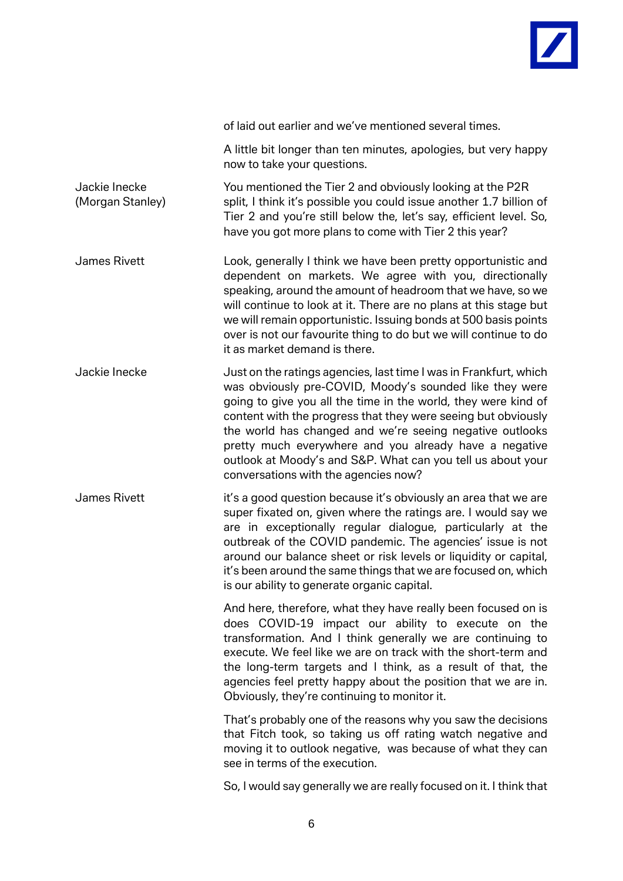of laid out earlier and we've mentioned several times.

A little bit longer than ten minutes, apologies, but very happy now to take your questions.

**Jackie Inecke (Morgan Stanley)**

You mentioned the Tier 2 and obviously looking at the P2R split, I think it's possible you could issue another 1.7 billion of Tier 2 and you're still below the, let's say, efficient level. So, have you got more plans to come with Tier 2 this year?

**James Rivett**

Look, generally I think we have been pretty opportunistic and dependent on markets. We agree with you, directionally speaking, around the amount of headroom that we have, so we will continue to look at it. There are no plans at this stage but we will remain opportunistic. Issuing bonds at 500 basis points over is not our favourite thing to do but we will continue to do it as market demand is there.

**Jackie Inecke**

Just on the ratings agencies, last time I was in Frankfurt, which was obviously pre-COVID, Moody's sounded like they were going to give you all the time in the world, they were kind of content with the progress that they were seeing but obviously the world has changed and we're seeing negative outlooks pretty much everywhere and you already have a negative outlook at Moody's and S&P. What can you tell us about your conversations with the agencies now?

**James Rivett**

it's a good question because it's obviously an area that we are super fixated on, given where the ratings are. I would say we are in exceptionally regular dialogue, particularly at the outbreak of the COVID pandemic. The agencies' issue is not around our balance sheet or risk levels or liquidity or capital, it's been around the same things that we are focused on, which is our ability to generate organic capital.

And here, therefore, what they have really been focused on is does COVID-19 impact our ability to execute on the transformation. And I think generally we are continuing to execute. We feel like we are on track with the short-term and the long-term targets and I think, as a result of that, the agencies feel pretty happy about the position that we are in. Obviously, they're continuing to monitor it.

That's probably one of the reasons why you saw the decisions that Fitch took, so taking us off rating watch negative and moving it to outlook negative, was because of what they can see in terms of the execution.

So, I would say generally we are really focused on it. I think that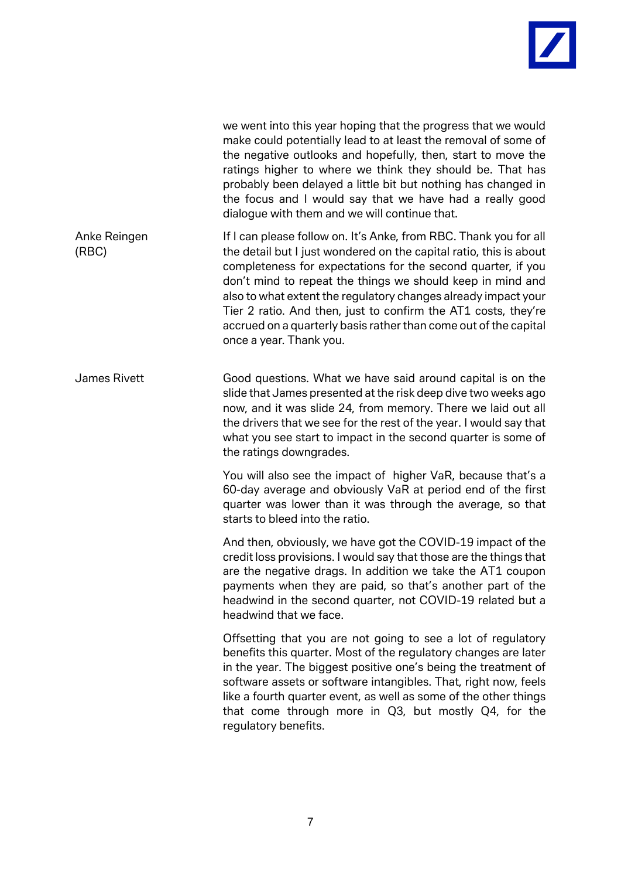we went into this year hoping that the progress that we would make could potentially lead to at least the removal of some of the negative outlooks and hopefully, then, start to move the ratings higher to where we think they should be. That has probably been delayed a little bit but nothing has changed in the focus and I would say that we have had a really good dialogue with them and we will continue that.

**Anke Reingen (RBC)**

If I can please follow on. It's Anke, from RBC. Thank you for all the detail but I just wondered on the capital ratio, this is about completeness for expectations for the second quarter, if you don't mind to repeat the things we should keep in mind and also to what extent the regulatory changes already impact your Tier 2 ratio. And then, just to confirm the AT1 costs, they're accrued on a quarterly basis rather than come out of the capital once a year. Thank you.

**James Rivett**

Good questions. What we have said around capital is on the slide that James presented at the risk deep dive two weeks ago now, and it was slide 24, from memory. There we laid out all the drivers that we see for the rest of the year. I would say that what you see start to impact in the second quarter is some of the ratings downgrades.

You will also see the impact of higher VaR, because that's a 60-day average and obviously VaR at period end of the first quarter was lower than it was through the average, so that starts to bleed into the ratio.

And then, obviously, we have got the COVID-19 impact of the credit loss provisions. I would say that those are the things that are the negative drags. In addition we take the AT1 coupon payments when they are paid, so that's another part of the headwind in the second quarter, not COVID-19 related but a headwind that we face.

Offsetting that you are not going to see a lot of regulatory benefits this quarter. Most of the regulatory changes are later in the year. The biggest positive one's being the treatment of software assets or software intangibles. That, right now, feels like a fourth quarter event, as well as some of the other things that come through more in Q3, but mostly Q4, for the regulatory benefits.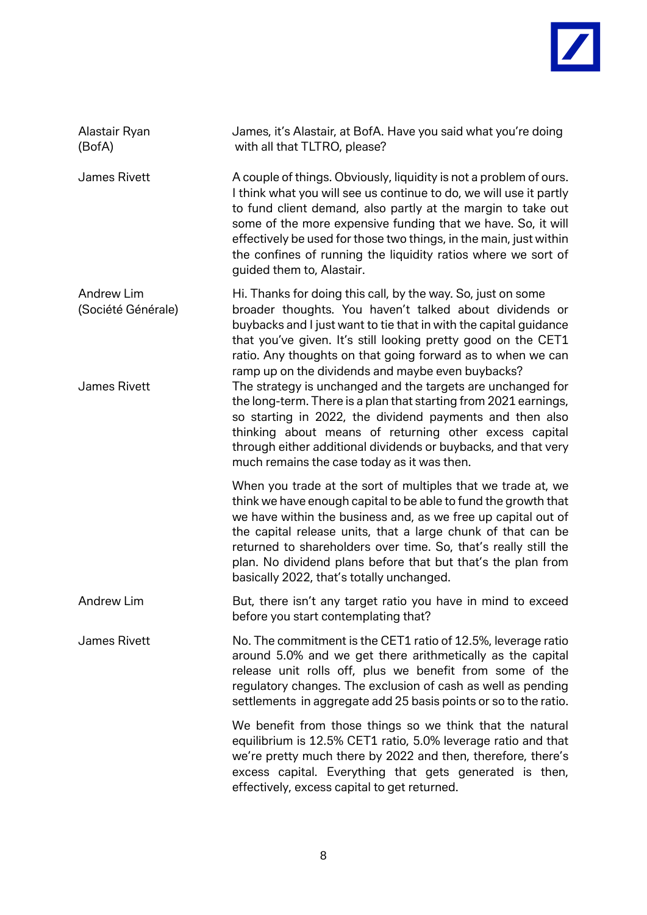**Alastair Ryan (BofA)**

James, it's Alastair, at BofA. Have you said what you're doing with all that TLTRO, please?

**James Rivett**

A couple of things. Obviously, liquidity is not a problem of ours. I think what you will see us continue to do, we will use it partly to fund client demand, also partly at the margin to take out some of the more expensive funding that we have. So, it will effectively be used for those two things, in the main, just within the confines of running the liquidity ratios where we sort of guided them to, Alastair.

**Andrew Lim (Société Générale)**

Hi. Thanks for doing this call, by the way. So, just on some broader thoughts. You haven't talked about dividends or buybacks and I just want to tie that in with the capital guidance that you've given. It's still looking pretty good on the CET1 ratio. Any thoughts on that going forward as to when we can ramp up on the dividends and maybe even buybacks?

**James Rivett**

The strategy is unchanged and the targets are unchanged for the long-term. There is a plan that starting from 2021 earnings, so starting in 2022, the dividend payments and then also thinking about means of returning other excess capital through either additional dividends or buybacks, and that very much remains the case today as it was then.

When you trade at the sort of multiples that we trade at, we think we have enough capital to be able to fund the growth that we have within the business and, as we free up capital out of the capital release units, that a large chunk of that can be returned to shareholders over time. So, that's really still the plan. No dividend plans before that but that's the plan from basically 2022, that's totally unchanged.

**Andrew Lim**

But, there isn't any target ratio you have in mind to exceed before you start contemplating that?

**James Rivett**

No. The commitment is the CET1 ratio of 12.5%, leverage ratio around 5.0% and we get there arithmetically as the capital release unit rolls off, plus we benefit from some of the regulatory changes. The exclusion of cash as well as pending settlements in aggregate add 25 basis points or so to the ratio.

We benefit from those things so we think that the natural equilibrium is 12.5% CET1 ratio, 5.0% leverage ratio and that we're pretty much there by 2022 and then, therefore, there's excess capital. Everything that gets generated is then, effectively, excess capital to get returned.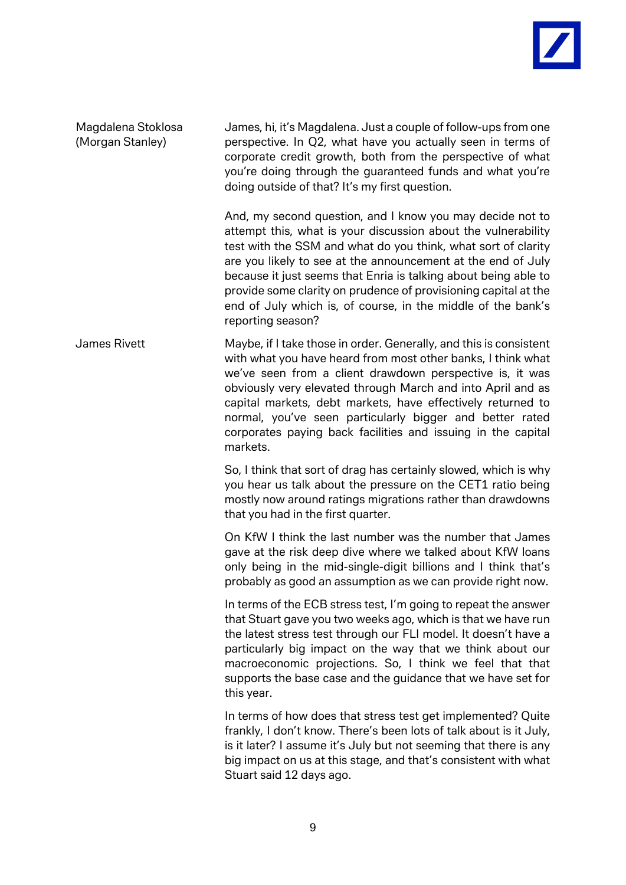**Magdalena Stoklosa (Morgan Stanley)**

James, hi, it's Magdalena. Just a couple of follow-ups from one perspective. In Q2, what have you actually seen in terms of corporate credit growth, both from the perspective of what you're doing through the guaranteed funds and what you're doing outside of that? It's my first question.

And, my second question, and I know you may decide not to attempt this, what is your discussion about the vulnerability test with the SSM and what do you think, what sort of clarity are you likely to see at the announcement at the end of July because it just seems that Enria is talking about being able to provide some clarity on prudence of provisioning capital at the end of July which is, of course, in the middle of the bank's reporting season?

**James Rivett**

Maybe, if I take those in order. Generally, and this is consistent with what you have heard from most other banks, I think what we've seen from a client drawdown perspective is, it was obviously very elevated through March and into April and as capital markets, debt markets, have effectively returned to normal, you've seen particularly bigger and better rated corporates paying back facilities and issuing in the capital markets.

So, I think that sort of drag has certainly slowed, which is why you hear us talk about the pressure on the CET1 ratio being mostly now around ratings migrations rather than drawdowns that you had in the first quarter.

On KfW I think the last number was the number that James gave at the risk deep dive where we talked about KfW loans only being in the mid-single-digit billions and I think that's probably as good an assumption as we can provide right now.

In terms of the ECB stress test, I'm going to repeat the answer that Stuart gave you two weeks ago, which is that we have run the latest stress test through our FLI model. It doesn't have a particularly big impact on the way that we think about our macroeconomic projections. So, I think we feel that that supports the base case and the guidance that we have set for this year.

In terms of how does that stress test get implemented? Quite frankly, I don't know. There's been lots of talk about is it July, is it later? I assume it's July but not seeming that there is any big impact on us at this stage, and that's consistent with what Stuart said 12 days ago.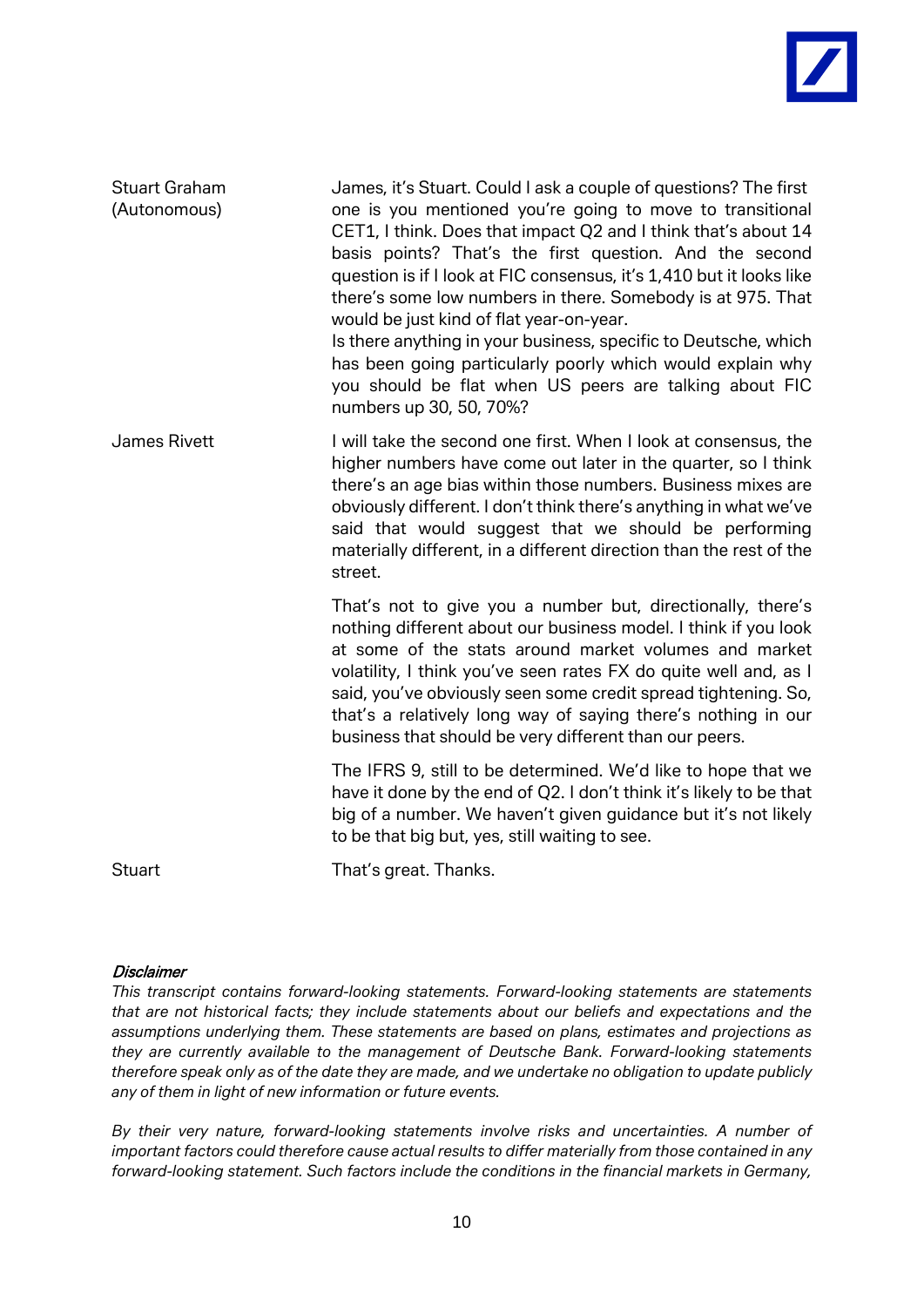**Stuart Graham (Autonomous)**

James, it's Stuart. Could I ask a couple of questions? The first one is you mentioned you're going to move to transitional CET1, I think. Does that impact Q2 and I think that's about 14 basis points? That's the first question. And the second question is if I look at FIC consensus, it's 1,410 but it looks like there's some low numbers in there. Somebody is at 975. That would be just kind of flat year-on-year.

Is there anything in your business, specific to Deutsche, which has been going particularly poorly which would explain why you should be flat when US peers are talking about FIC numbers up 30, 50, 70%?

**James Rivett**

I will take the second one first. When I look at consensus, the higher numbers have come out later in the quarter, so I think there's an age bias within those numbers. Business mixes are obviously different. I don't think there's anything in what we've said that would suggest that we should be performing materially different, in a different direction than the rest of the street.

That's not to give you a number but, directionally, there's nothing different about our business model. I think if you look at some of the stats around market volumes and market volatility, I think you've seen rates FX do quite well and, as I said, you've obviously seen some credit spread tightening. So, that's a relatively long way of saying there's nothing in our business that should be very different than our peers.

The IFRS 9, still to be determined. We'd like to hope that we have it done by the end of Q2. I don't think it's likely to be that big of a number. We haven't given guidance but it's not likely to be that big but, yes, still waiting to see.

**Stuart**

That's great. Thanks.

***Disclaimer***

*This transcript contains forward-looking statements. Forward-looking statements are statements that are not historical facts; they include statements about our beliefs and expectations and the assumptions underlying them. These statements are based on plans, estimates and projections as they are currently available to the management of Deutsche Bank. Forward-looking statements therefore speak only as of the date they are made, and we undertake no obligation to update publicly any of them in light of new information or future events.*

*By their very nature, forward-looking statements involve risks and uncertainties. A number of important factors could therefore cause actual results to differ materially from those contained in any forward-looking statement. Such factors include the conditions in the financial markets in Germany,*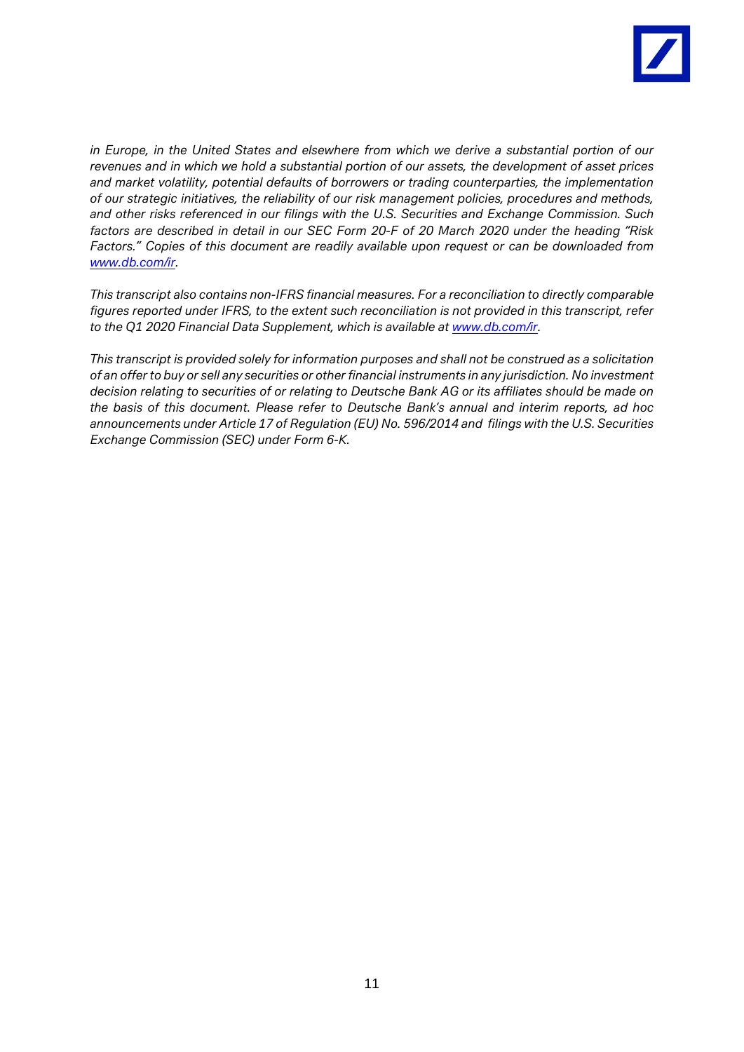*in Europe, in the United States and elsewhere from which we derive a substantial portion of our revenues and in which we hold a substantial portion of our assets, the development of asset prices and market volatility, potential defaults of borrowers or trading counterparties, the implementation of our strategic initiatives, the reliability of our risk management policies, procedures and methods, and other risks referenced in our filings with the U.S. Securities and Exchange Commission. Such factors are described in detail in our SEC Form 20-F of 20 March 2020 under the heading "Risk Factors." Copies of this document are readily available upon request or can be downloaded from [www.db.com/ir](http://www.db.com/ir).*

*This transcript also contains non-IFRS financial measures. For a reconciliation to directly comparable figures reported under IFRS, to the extent such reconciliation is not provided in this transcript, refer to the Q1 2020 Financial Data Supplement, which is available at [www.db.com/ir](http://www.db.com/ir).*

*This transcript is provided solely for information purposes and shall not be construed as a solicitation of an offer to buy or sell any securities or other financial instruments in any jurisdiction. No investment decision relating to securities of or relating to Deutsche Bank AG or its affiliates should be made on the basis of this document. Please refer to Deutsche Bank's annual and interim reports, ad hoc announcements under Article 17 of Regulation (EU) No. 596/2014 and filings with the U.S. Securities Exchange Commission (SEC) under Form 6-K.*